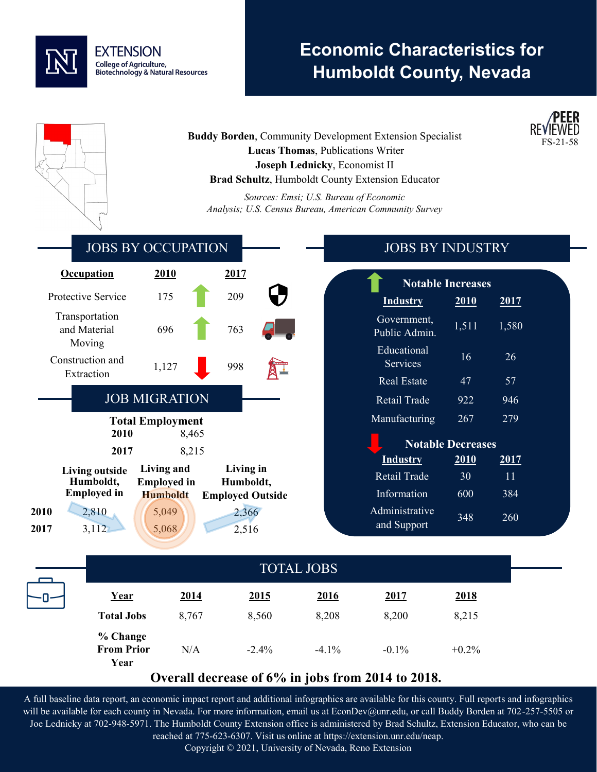# Economic Characteristics for Humboldt County, Nevada

EXTENSION
College of Agriculture, Biotechnology & Natural Resources

PEER REVIEWED
FS-21-58

**Buddy Borden**, Community Development Extension Specialist
**Lucas Thomas**, Publications Writer
**Joseph Lednicky**, Economist II
**Brad Schultz**, Humboldt County Extension Educator

*Sources: Emsi; U.S. Bureau of Economic Analysis; U.S. Census Bureau, American Community Survey*

## JOBS BY OCCUPATION

| Occupation | 2010 | | 2017 |
|---|---|---|---|
| Protective Service | 175 | ↑ | 209 |
| Transportation and Material Moving | 696 | ↑ | 763 |
| Construction and Extraction | 1,127 | ↓ | 998 |

## JOB MIGRATION

**Total Employment**

| | |
|---|---|
| **2010** | 8,465 |
| **2017** | 8,215 |

| | Living outside Humboldt, Employed in | Living and Employed in Humboldt | Living in Humboldt, Employed Outside |
|---|---|---|---|
| **2010** | 2,810 | 5,049 | 2,366 |
| **2017** | 3,112 | 5,068 | 2,516 |

## JOBS BY INDUSTRY

**Notable Increases**

| Industry | 2010 | 2017 |
|---|---|---|
| Government, Public Admin. | 1,511 | 1,580 |
| Educational Services | 16 | 26 |
| Real Estate | 47 | 57 |
| Retail Trade | 922 | 946 |
| Manufacturing | 267 | 279 |

**Notable Decreases**

| Industry | 2010 | 2017 |
|---|---|---|
| Retail Trade | 30 | 11 |
| Information | 600 | 384 |
| Administrative and Support | 348 | 260 |

## TOTAL JOBS

| Year | 2014 | 2015 | 2016 | 2017 | 2018 |
|---|---|---|---|---|---|
| **Total Jobs** | 8,767 | 8,560 | 8,208 | 8,200 | 8,215 |
| **% Change From Prior Year** | N/A | -2.4% | -4.1% | -0.1% | +0.2% |

**Overall decrease of 6% in jobs from 2014 to 2018.**

A full baseline data report, an economic impact report and additional infographics are available for this county. Full reports and infographics will be available for each county in Nevada. For more information, email us at EconDev@unr.edu, or call Buddy Borden at 702-257-5505 or Joe Lednicky at 702-948-5971. The Humboldt County Extension office is administered by Brad Schultz, Extension Educator, who can be reached at 775-623-6307. Visit us online at https://extension.unr.edu/neap.
Copyright © 2021, University of Nevada, Reno Extension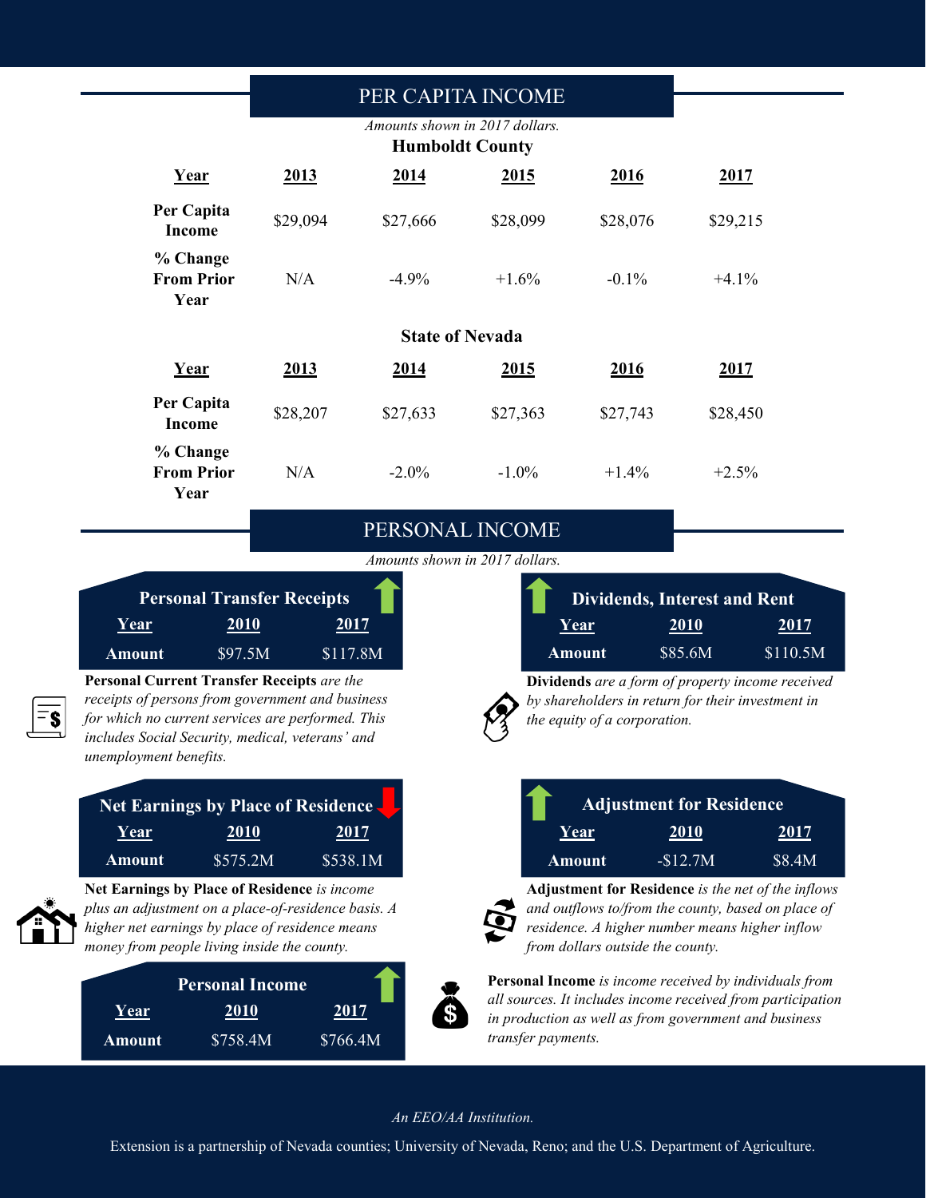## PER CAPITA INCOME

*Amounts shown in 2017 dollars.*

### Humboldt County

| Year | 2013 | 2014 | 2015 | 2016 | 2017 |
|---|---|---|---|---|---|
| Per Capita Income | $29,094 | $27,666 | $28,099 | $28,076 | $29,215 |
| % Change From Prior Year | N/A | -4.9% | +1.6% | -0.1% | +4.1% |

### State of Nevada

| Year | 2013 | 2014 | 2015 | 2016 | 2017 |
|---|---|---|---|---|---|
| Per Capita Income | $28,207 | $27,633 | $27,363 | $27,743 | $28,450 |
| % Change From Prior Year | N/A | -2.0% | -1.0% | +1.4% | +2.5% |

## PERSONAL INCOME

*Amounts shown in 2017 dollars.*

### Personal Transfer Receipts

| Year | 2010 | 2017 |
|---|---|---|
| Amount | $97.5M | $117.8M |

**Personal Current Transfer Receipts** *are the receipts of persons from government and business for which no current services are performed. This includes Social Security, medical, veterans' and unemployment benefits.*

### Dividends, Interest and Rent

| Year | 2010 | 2017 |
|---|---|---|
| Amount | $85.6M | $110.5M |

**Dividends** *are a form of property income received by shareholders in return for their investment in the equity of a corporation.*

### Net Earnings by Place of Residence

| Year | 2010 | 2017 |
|---|---|---|
| Amount | $575.2M | $538.1M |

**Net Earnings by Place of Residence** *is income plus an adjustment on a place-of-residence basis. A higher net earnings by place of residence means money from people living inside the county.*

### Adjustment for Residence

| Year | 2010 | 2017 |
|---|---|---|
| Amount | -$12.7M | $8.4M |

**Adjustment for Residence** *is the net of the inflows and outflows to/from the county, based on place of residence. A higher number means higher inflow from dollars outside the county.*

### Personal Income

| Year | 2010 | 2017 |
|---|---|---|
| Amount | $758.4M | $766.4M |

**Personal Income** *is income received by individuals from all sources. It includes income received from participation in production as well as from government and business transfer payments.*

*An EEO/AA Institution.*

Extension is a partnership of Nevada counties; University of Nevada, Reno; and the U.S. Department of Agriculture.